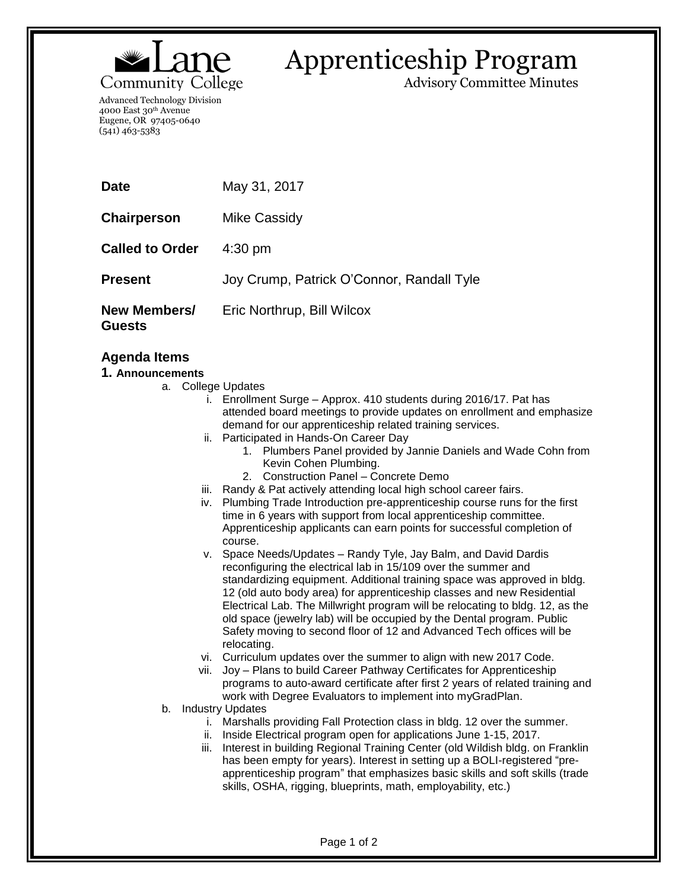Lane Community College

Advanced Technology Division
4000 East 30th Avenue
Eugene, OR 97405-0640
(541) 463-5383

# Apprenticeship Program

Advisory Committee Minutes

**Date** May 31, 2017

**Chairperson** Mike Cassidy

**Called to Order** 4:30 pm

**Present** Joy Crump, Patrick O'Connor, Randall Tyle

**New Members/ Guests** Eric Northrup, Bill Wilcox

## Agenda Items

### 1. Announcements

a. College Updates
   - i. Enrollment Surge – Approx. 410 students during 2016/17. Pat has attended board meetings to provide updates on enrollment and emphasize demand for our apprenticeship related training services.
   - ii. Participated in Hands-On Career Day
     1. Plumbers Panel provided by Jannie Daniels and Wade Cohn from Kevin Cohen Plumbing.
     2. Construction Panel – Concrete Demo
   - iii. Randy & Pat actively attending local high school career fairs.
   - iv. Plumbing Trade Introduction pre-apprenticeship course runs for the first time in 6 years with support from local apprenticeship committee. Apprenticeship applicants can earn points for successful completion of course.
   - v. Space Needs/Updates – Randy Tyle, Jay Balm, and David Dardis reconfiguring the electrical lab in 15/109 over the summer and standardizing equipment. Additional training space was approved in bldg. 12 (old auto body area) for apprenticeship classes and new Residential Electrical Lab. The Millwright program will be relocating to bldg. 12, as the old space (jewelry lab) will be occupied by the Dental program. Public Safety moving to second floor of 12 and Advanced Tech offices will be relocating.
   - vi. Curriculum updates over the summer to align with new 2017 Code.
   - vii. Joy – Plans to build Career Pathway Certificates for Apprenticeship programs to auto-award certificate after first 2 years of related training and work with Degree Evaluators to implement into myGradPlan.

b. Industry Updates
   - i. Marshalls providing Fall Protection class in bldg. 12 over the summer.
   - ii. Inside Electrical program open for applications June 1-15, 2017.
   - iii. Interest in building Regional Training Center (old Wildish bldg. on Franklin has been empty for years). Interest in setting up a BOLI-registered "pre-apprenticeship program" that emphasizes basic skills and soft skills (trade skills, OSHA, rigging, blueprints, math, employability, etc.)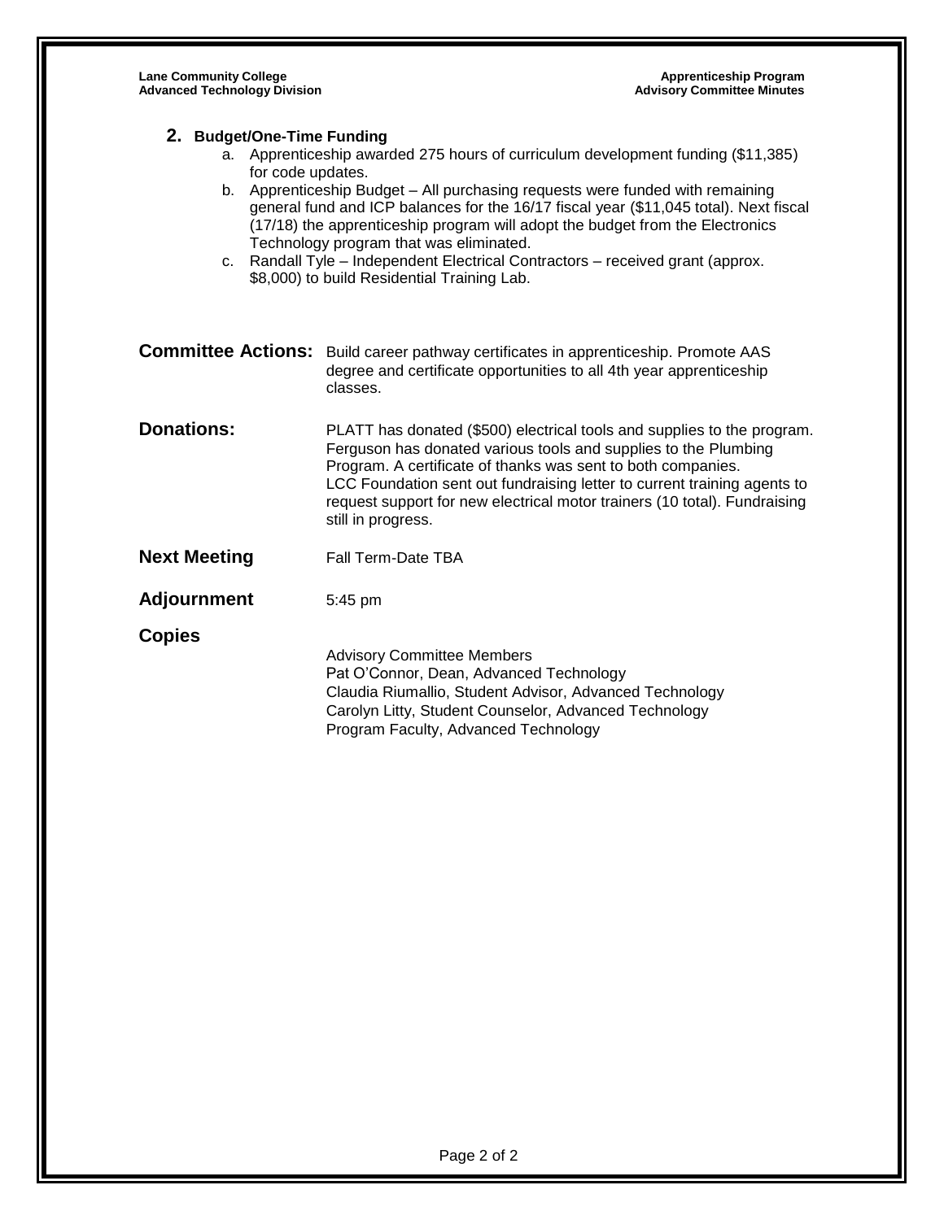## 2. Budget/One-Time Funding

a. Apprenticeship awarded 275 hours of curriculum development funding ($11,385) for code updates.

b. Apprenticeship Budget – All purchasing requests were funded with remaining general fund and ICP balances for the 16/17 fiscal year ($11,045 total). Next fiscal (17/18) the apprenticeship program will adopt the budget from the Electronics Technology program that was eliminated.

c. Randall Tyle – Independent Electrical Contractors – received grant (approx. $8,000) to build Residential Training Lab.

**Committee Actions:** Build career pathway certificates in apprenticeship. Promote AAS degree and certificate opportunities to all 4th year apprenticeship classes.

**Donations:** PLATT has donated ($500) electrical tools and supplies to the program. Ferguson has donated various tools and supplies to the Plumbing Program. A certificate of thanks was sent to both companies. LCC Foundation sent out fundraising letter to current training agents to request support for new electrical motor trainers (10 total). Fundraising still in progress.

**Next Meeting** Fall Term-Date TBA

**Adjournment** 5:45 pm

**Copies**

Advisory Committee Members
Pat O'Connor, Dean, Advanced Technology
Claudia Riumallio, Student Advisor, Advanced Technology
Carolyn Litty, Student Counselor, Advanced Technology
Program Faculty, Advanced Technology